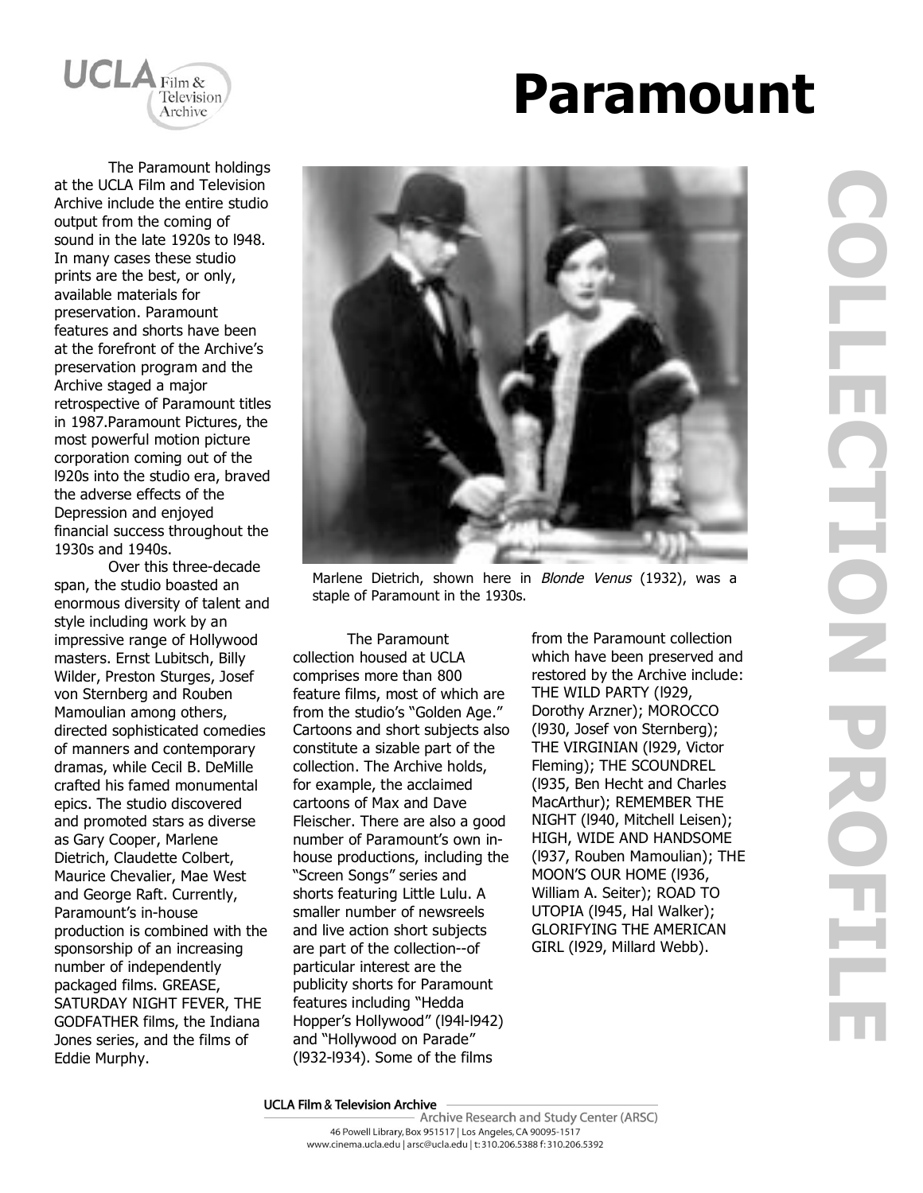# Paramount

COLLECTION PROFILE

The Paramount holdings at the UCLA Film and Television Archive include the entire studio output from the coming of sound in the late 1920s to l948. In many cases these studio prints are the best, or only, available materials for preservation. Paramount features and shorts have been at the forefront of the Archive's preservation program and the Archive staged a major retrospective of Paramount titles in 1987.Paramount Pictures, the most powerful motion picture corporation coming out of the l920s into the studio era, braved the adverse effects of the Depression and enjoyed financial success throughout the 1930s and 1940s.

Over this three-decade span, the studio boasted an enormous diversity of talent and style including work by an impressive range of Hollywood masters. Ernst Lubitsch, Billy Wilder, Preston Sturges, Josef von Sternberg and Rouben Mamoulian among others, directed sophisticated comedies of manners and contemporary dramas, while Cecil B. DeMille crafted his famed monumental epics. The studio discovered and promoted stars as diverse as Gary Cooper, Marlene Dietrich, Claudette Colbert, Maurice Chevalier, Mae West and George Raft. Currently, Paramount's in-house production is combined with the sponsorship of an increasing number of independently packaged films. GREASE, SATURDAY NIGHT FEVER, THE GODFATHER films, the Indiana Jones series, and the films of Eddie Murphy.

Marlene Dietrich, shown here in *Blonde Venus* (1932), was a staple of Paramount in the 1930s.

The Paramount collection housed at UCLA comprises more than 800 feature films, most of which are from the studio's "Golden Age." Cartoons and short subjects also constitute a sizable part of the collection. The Archive holds, for example, the acclaimed cartoons of Max and Dave Fleischer. There are also a good number of Paramount's own in-house productions, including the "Screen Songs" series and shorts featuring Little Lulu. A smaller number of newsreels and live action short subjects are part of the collection--of particular interest are the publicity shorts for Paramount features including "Hedda Hopper's Hollywood" (l94l-l942) and "Hollywood on Parade" (l932-l934). Some of the films from the Paramount collection which have been preserved and restored by the Archive include: THE WILD PARTY (l929, Dorothy Arzner); MOROCCO (l930, Josef von Sternberg); THE VIRGINIAN (l929, Victor Fleming); THE SCOUNDREL (l935, Ben Hecht and Charles MacArthur); REMEMBER THE NIGHT (l940, Mitchell Leisen); HIGH, WIDE AND HANDSOME (l937, Rouben Mamoulian); THE MOON'S OUR HOME (l936, William A. Seiter); ROAD TO UTOPIA (l945, Hal Walker); GLORIFYING THE AMERICAN GIRL (l929, Millard Webb).

UCLA Film & Television Archive
Archive Research and Study Center (ARSC)
46 Powell Library, Box 951517 | Los Angeles, CA 90095-1517
www.cinema.ucla.edu | arsc@ucla.edu | t: 310.206.5388 f: 310.206.5392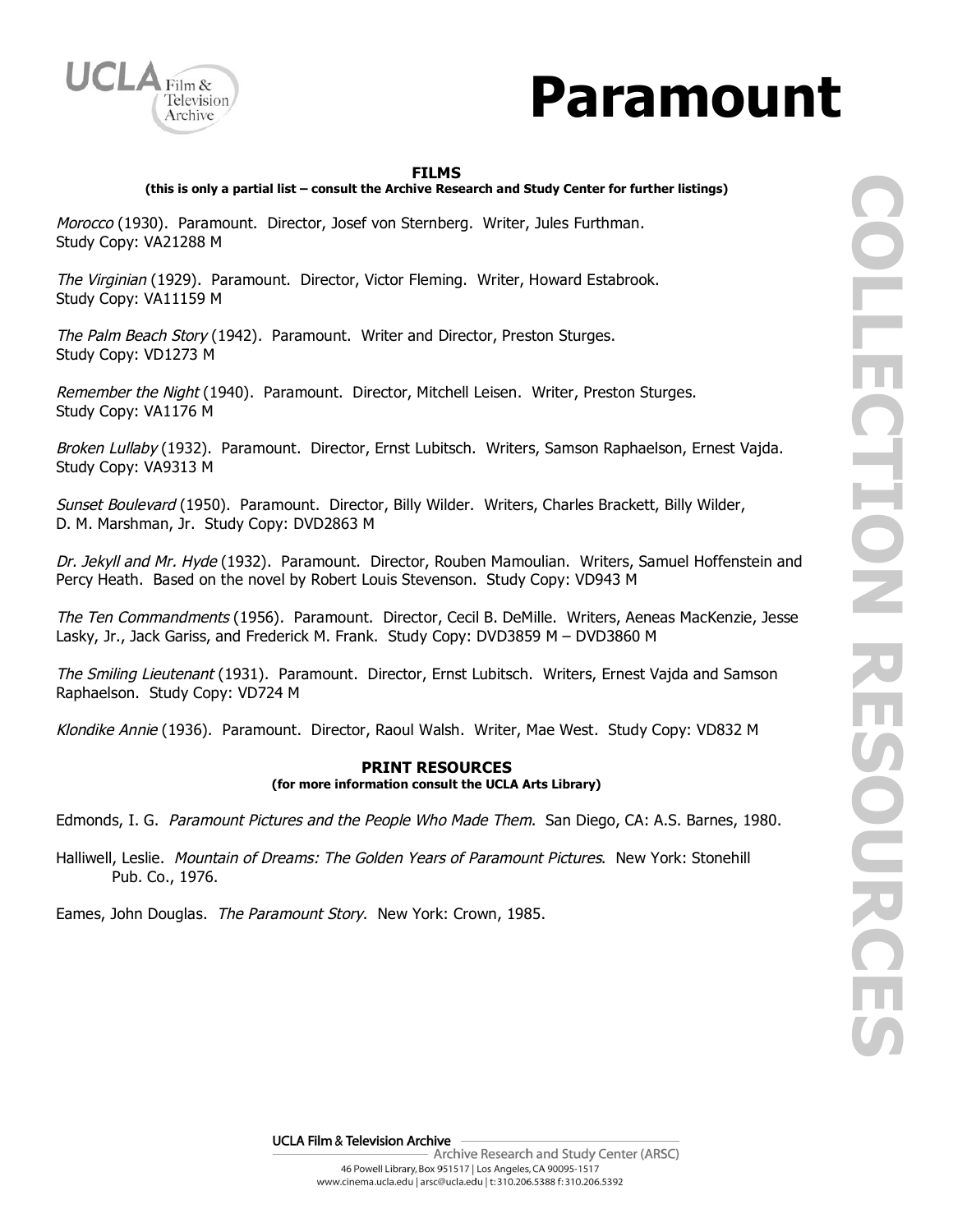# Paramount

## FILMS

**(this is only a partial list – consult the Archive Research and Study Center for further listings)**

*Morocco* (1930). Paramount. Director, Josef von Sternberg. Writer, Jules Furthman. Study Copy: VA21288 M

*The Virginian* (1929). Paramount. Director, Victor Fleming. Writer, Howard Estabrook. Study Copy: VA11159 M

*The Palm Beach Story* (1942). Paramount. Writer and Director, Preston Sturges. Study Copy: VD1273 M

*Remember the Night* (1940). Paramount. Director, Mitchell Leisen. Writer, Preston Sturges. Study Copy: VA1176 M

*Broken Lullaby* (1932). Paramount. Director, Ernst Lubitsch. Writers, Samson Raphaelson, Ernest Vajda. Study Copy: VA9313 M

*Sunset Boulevard* (1950). Paramount. Director, Billy Wilder. Writers, Charles Brackett, Billy Wilder, D. M. Marshman, Jr. Study Copy: DVD2863 M

*Dr. Jekyll and Mr. Hyde* (1932). Paramount. Director, Rouben Mamoulian. Writers, Samuel Hoffenstein and Percy Heath. Based on the novel by Robert Louis Stevenson. Study Copy: VD943 M

*The Ten Commandments* (1956). Paramount. Director, Cecil B. DeMille. Writers, Aeneas MacKenzie, Jesse Lasky, Jr., Jack Gariss, and Frederick M. Frank. Study Copy: DVD3859 M – DVD3860 M

*The Smiling Lieutenant* (1931). Paramount. Director, Ernst Lubitsch. Writers, Ernest Vajda and Samson Raphaelson. Study Copy: VD724 M

*Klondike Annie* (1936). Paramount. Director, Raoul Walsh. Writer, Mae West. Study Copy: VD832 M

## PRINT RESOURCES

**(for more information consult the UCLA Arts Library)**

Edmonds, I. G. *Paramount Pictures and the People Who Made Them*. San Diego, CA: A.S. Barnes, 1980.

Halliwell, Leslie. *Mountain of Dreams: The Golden Years of Paramount Pictures*. New York: Stonehill Pub. Co., 1976.

Eames, John Douglas. *The Paramount Story*. New York: Crown, 1985.